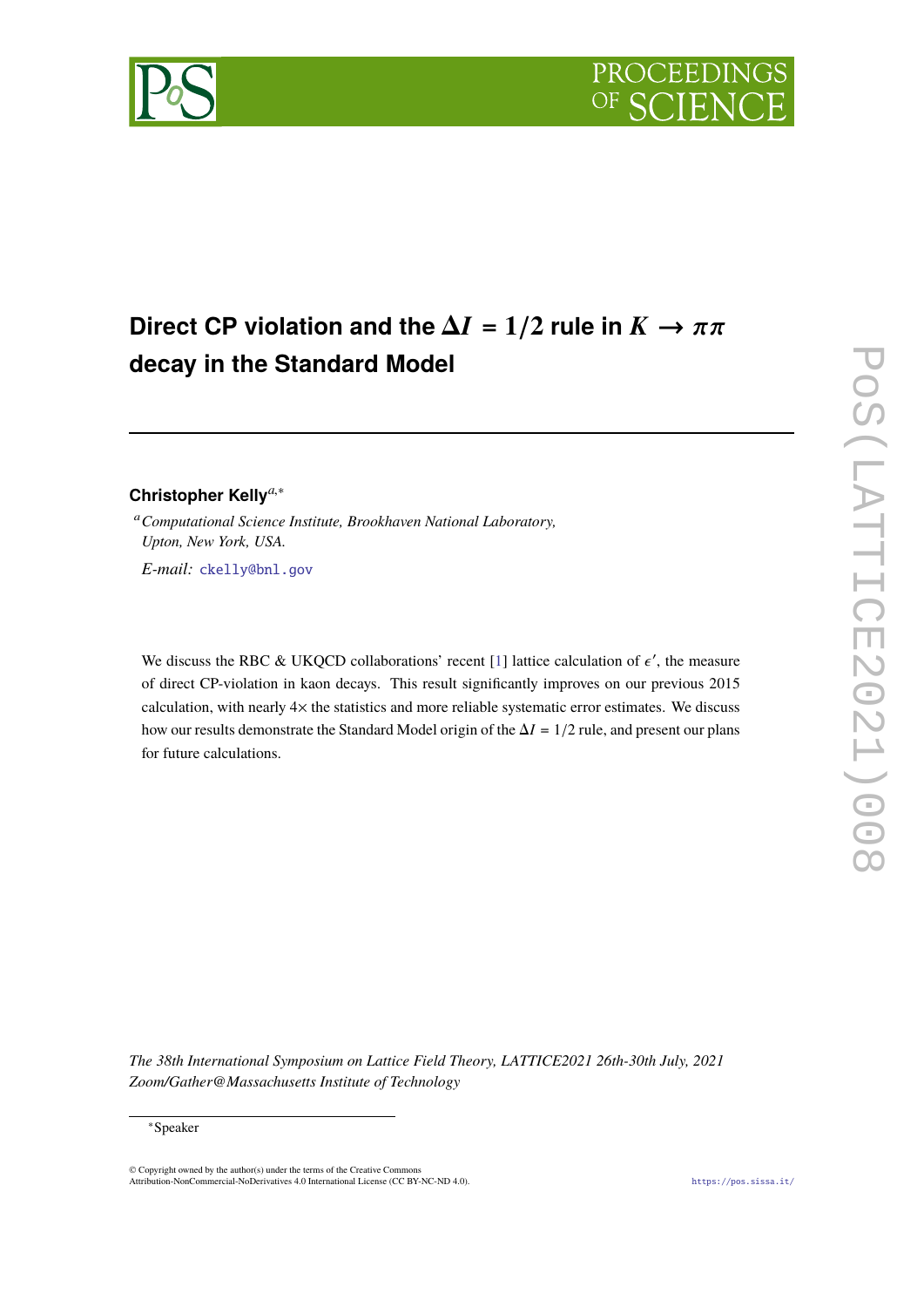# Direct CP violation and the $\Delta I = 1/2$ rule in $K \to \pi\pi$ decay in the Standard Model

**Christopher Kelly**[a,*]

[a] *Computational Science Institute, Brookhaven National Laboratory, Upton, New York, USA.*

*E-mail:* ckelly@bnl.gov

We discuss the RBC & UKQCD collaborations' recent [1] lattice calculation of $\epsilon'$, the measure of direct CP-violation in kaon decays. This result significantly improves on our previous 2015 calculation, with nearly 4× the statistics and more reliable systematic error estimates. We discuss how our results demonstrate the Standard Model origin of the $\Delta I = 1/2$ rule, and present our plans for future calculations.

*The 38th International Symposium on Lattice Field Theory, LATTICE2021 26th-30th July, 2021 Zoom/Gather@Massachusetts Institute of Technology*

[*] Speaker

© Copyright owned by the author(s) under the terms of the Creative Commons Attribution-NonCommercial-NoDerivatives 4.0 International License (CC BY-NC-ND 4.0).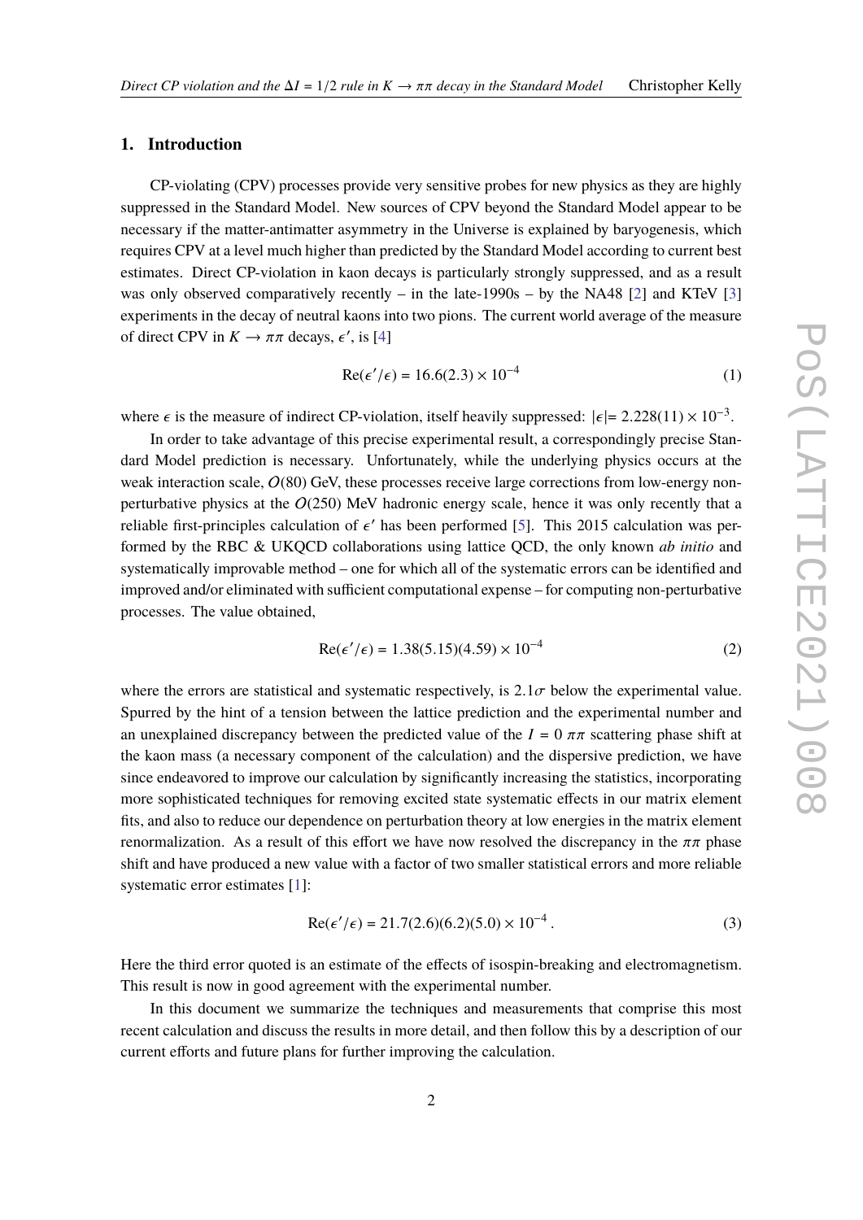## 1. Introduction

CP-violating (CPV) processes provide very sensitive probes for new physics as they are highly suppressed in the Standard Model. New sources of CPV beyond the Standard Model appear to be necessary if the matter-antimatter asymmetry in the Universe is explained by baryogenesis, which requires CPV at a level much higher than predicted by the Standard Model according to current best estimates. Direct CP-violation in kaon decays is particularly strongly suppressed, and as a result was only observed comparatively recently – in the late-1990s – by the NA48 [2] and KTeV [3] experiments in the decay of neutral kaons into two pions. The current world average of the measure of direct CPV in $K \to \pi\pi$ decays, $\epsilon'$, is [4]

$$\mathrm{Re}(\epsilon'/\epsilon) = 16.6(2.3) \times 10^{-4} \tag{1}$$

where $\epsilon$ is the measure of indirect CP-violation, itself heavily suppressed: $|\epsilon| = 2.228(11) \times 10^{-3}$.

In order to take advantage of this precise experimental result, a correspondingly precise Standard Model prediction is necessary. Unfortunately, while the underlying physics occurs at the weak interaction scale, $O(80)$ GeV, these processes receive large corrections from low-energy non-perturbative physics at the $O(250)$ MeV hadronic energy scale, hence it was only recently that a reliable first-principles calculation of $\epsilon'$ has been performed [5]. This 2015 calculation was performed by the RBC & UKQCD collaborations using lattice QCD, the only known *ab initio* and systematically improvable method – one for which all of the systematic errors can be identified and improved and/or eliminated with sufficient computational expense – for computing non-perturbative processes. The value obtained,

$$\mathrm{Re}(\epsilon'/\epsilon) = 1.38(5.15)(4.59) \times 10^{-4} \tag{2}$$

where the errors are statistical and systematic respectively, is $2.1\sigma$ below the experimental value. Spurred by the hint of a tension between the lattice prediction and the experimental number and an unexplained discrepancy between the predicted value of the $I = 0$ $\pi\pi$ scattering phase shift at the kaon mass (a necessary component of the calculation) and the dispersive prediction, we have since endeavored to improve our calculation by significantly increasing the statistics, incorporating more sophisticated techniques for removing excited state systematic effects in our matrix element fits, and also to reduce our dependence on perturbation theory at low energies in the matrix element renormalization. As a result of this effort we have now resolved the discrepancy in the $\pi\pi$ phase shift and have produced a new value with a factor of two smaller statistical errors and more reliable systematic error estimates [1]:

$$\mathrm{Re}(\epsilon'/\epsilon) = 21.7(2.6)(6.2)(5.0) \times 10^{-4}\,. \tag{3}$$

Here the third error quoted is an estimate of the effects of isospin-breaking and electromagnetism. This result is now in good agreement with the experimental number.

In this document we summarize the techniques and measurements that comprise this most recent calculation and discuss the results in more detail, and then follow this by a description of our current efforts and future plans for further improving the calculation.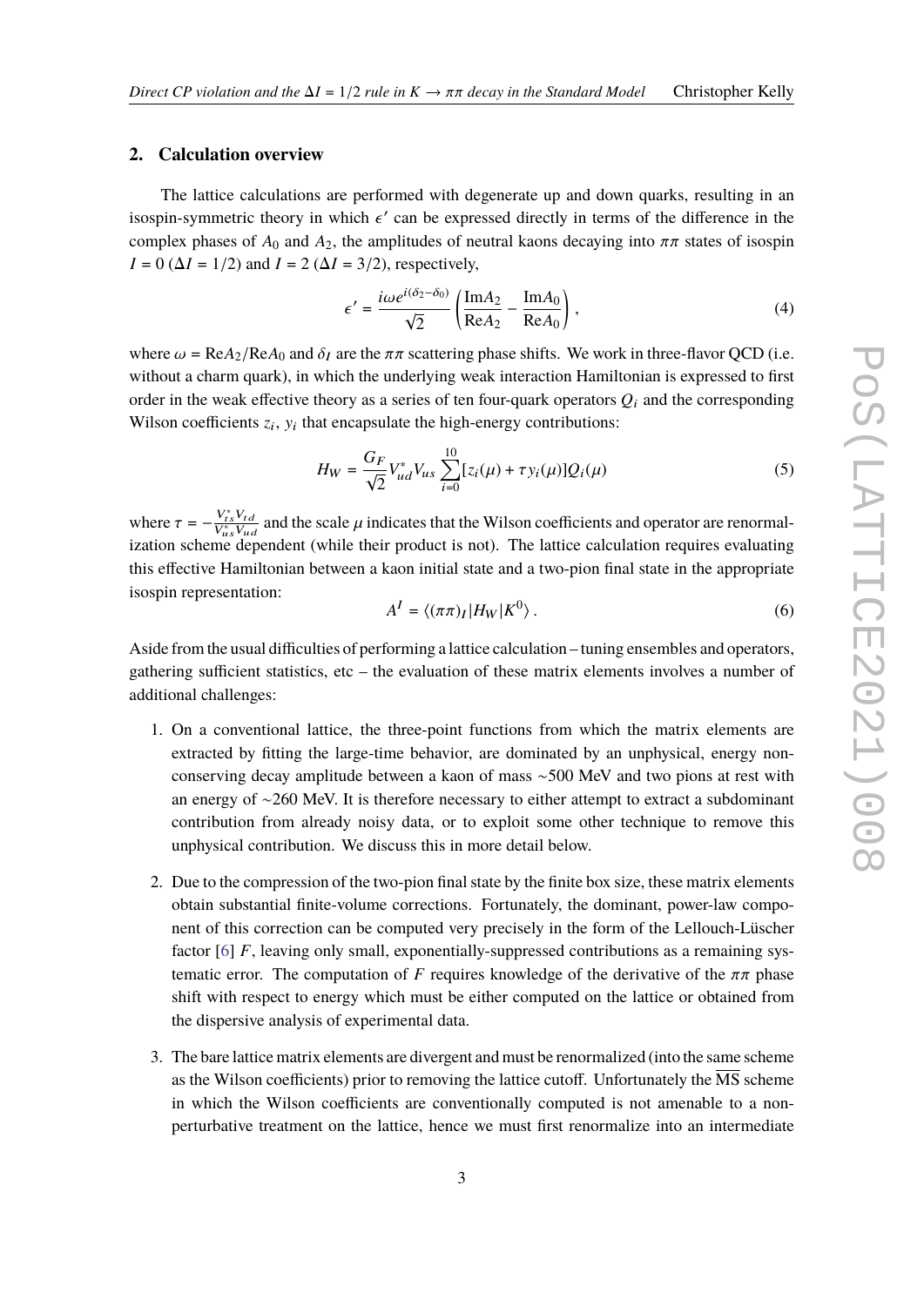## 2. Calculation overview

The lattice calculations are performed with degenerate up and down quarks, resulting in an isospin-symmetric theory in which $\epsilon'$ can be expressed directly in terms of the difference in the complex phases of $A_0$ and $A_2$, the amplitudes of neutral kaons decaying into $\pi\pi$ states of isospin $I = 0$ ($\Delta I = 1/2$) and $I = 2$ ($\Delta I = 3/2$), respectively,

$$\epsilon' = \frac{i\omega e^{i(\delta_2 - \delta_0)}}{\sqrt{2}} \left( \frac{\mathrm{Im}A_2}{\mathrm{Re}A_2} - \frac{\mathrm{Im}A_0}{\mathrm{Re}A_0} \right), \tag{4}$$

where $\omega = \mathrm{Re}A_2/\mathrm{Re}A_0$ and $\delta_I$ are the $\pi\pi$ scattering phase shifts. We work in three-flavor QCD (i.e. without a charm quark), in which the underlying weak interaction Hamiltonian is expressed to first order in the weak effective theory as a series of ten four-quark operators $Q_i$ and the corresponding Wilson coefficients $z_i$, $y_i$ that encapsulate the high-energy contributions:

$$H_W = \frac{G_F}{\sqrt{2}} V_{ud}^* V_{us} \sum_{i=0}^{10} [z_i(\mu) + \tau y_i(\mu)] Q_i(\mu) \tag{5}$$

where $\tau = -\frac{V_{ts}^* V_{td}}{V_{us}^* V_{ud}}$ and the scale $\mu$ indicates that the Wilson coefficients and operator are renormalization scheme dependent (while their product is not). The lattice calculation requires evaluating this effective Hamiltonian between a kaon initial state and a two-pion final state in the appropriate isospin representation:

$$A^I = \langle (\pi\pi)_I | H_W | K^0 \rangle . \tag{6}$$

Aside from the usual difficulties of performing a lattice calculation – tuning ensembles and operators, gathering sufficient statistics, etc – the evaluation of these matrix elements involves a number of additional challenges:

1. On a conventional lattice, the three-point functions from which the matrix elements are extracted by fitting the large-time behavior, are dominated by an unphysical, energy non-conserving decay amplitude between a kaon of mass ~500 MeV and two pions at rest with an energy of ~260 MeV. It is therefore necessary to either attempt to extract a subdominant contribution from already noisy data, or to exploit some other technique to remove this unphysical contribution. We discuss this in more detail below.

2. Due to the compression of the two-pion final state by the finite box size, these matrix elements obtain substantial finite-volume corrections. Fortunately, the dominant, power-law component of this correction can be computed very precisely in the form of the Lellouch-Lüscher factor [6] $F$, leaving only small, exponentially-suppressed contributions as a remaining systematic error. The computation of $F$ requires knowledge of the derivative of the $\pi\pi$ phase shift with respect to energy which must be either computed on the lattice or obtained from the dispersive analysis of experimental data.

3. The bare lattice matrix elements are divergent and must be renormalized (into the same scheme as the Wilson coefficients) prior to removing the lattice cutoff. Unfortunately the $\overline{\mathrm{MS}}$ scheme in which the Wilson coefficients are conventionally computed is not amenable to a non-perturbative treatment on the lattice, hence we must first renormalize into an intermediate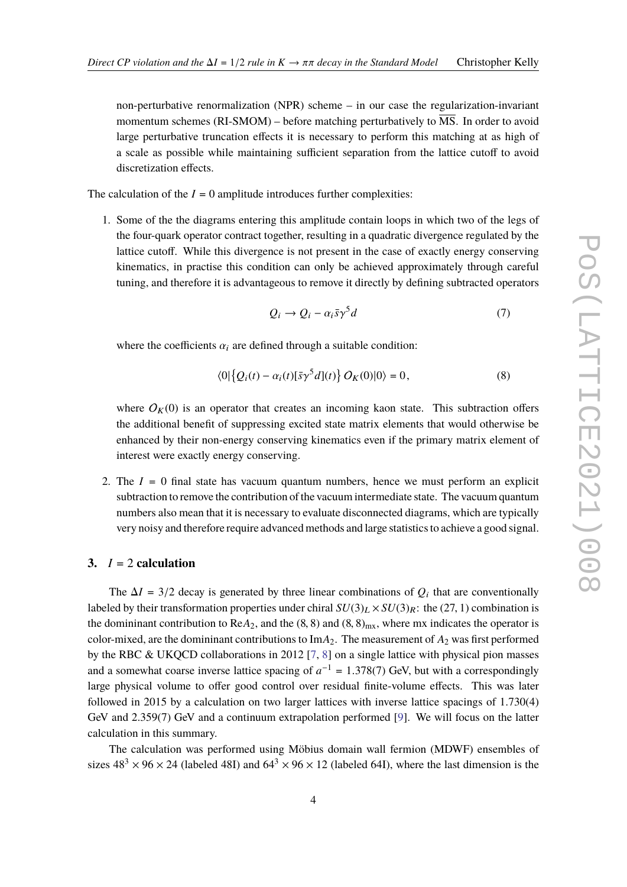non-perturbative renormalization (NPR) scheme – in our case the regularization-invariant momentum schemes (RI-SMOM) – before matching perturbatively to $\overline{\text{MS}}$. In order to avoid large perturbative truncation effects it is necessary to perform this matching at as high of a scale as possible while maintaining sufficient separation from the lattice cutoff to avoid discretization effects.

The calculation of the $I = 0$ amplitude introduces further complexities:

1. Some of the the diagrams entering this amplitude contain loops in which two of the legs of the four-quark operator contract together, resulting in a quadratic divergence regulated by the lattice cutoff. While this divergence is not present in the case of exactly energy conserving kinematics, in practise this condition can only be achieved approximately through careful tuning, and therefore it is advantageous to remove it directly by defining subtracted operators

$$Q_i \to Q_i - \alpha_i \bar{s}\gamma^5 d \tag{7}$$

   where the coefficients $\alpha_i$ are defined through a suitable condition:

$$\langle 0|\left\{Q_i(t) - \alpha_i(t)[\bar{s}\gamma^5 d](t)\right\} O_K(0)|0\rangle = 0\,, \tag{8}$$

   where $O_K(0)$ is an operator that creates an incoming kaon state. This subtraction offers the additional benefit of suppressing excited state matrix elements that would otherwise be enhanced by their non-energy conserving kinematics even if the primary matrix element of interest were exactly energy conserving.

2. The $I = 0$ final state has vacuum quantum numbers, hence we must perform an explicit subtraction to remove the contribution of the vacuum intermediate state. The vacuum quantum numbers also mean that it is necessary to evaluate disconnected diagrams, which are typically very noisy and therefore require advanced methods and large statistics to achieve a good signal.

## 3. $I = 2$ calculation

The $\Delta I = 3/2$ decay is generated by three linear combinations of $Q_i$ that are conventionally labeled by their transformation properties under chiral $SU(3)_L \times SU(3)_R$: the (27, 1) combination is the domininant contribution to Re$A_2$, and the (8, 8) and $(8, 8)_{\text{mx}}$, where mx indicates the operator is color-mixed, are the domininant contributions to Im$A_2$. The measurement of $A_2$ was first performed by the RBC & UKQCD collaborations in 2012 [7, 8] on a single lattice with physical pion masses and a somewhat coarse inverse lattice spacing of $a^{-1} = 1.378(7)$ GeV, but with a correspondingly large physical volume to offer good control over residual finite-volume effects. This was later followed in 2015 by a calculation on two larger lattices with inverse lattice spacings of 1.730(4) GeV and 2.359(7) GeV and a continuum extrapolation performed [9]. We will focus on the latter calculation in this summary.

The calculation was performed using Möbius domain wall fermion (MDWF) ensembles of sizes $48^3 \times 96 \times 24$ (labeled 48I) and $64^3 \times 96 \times 12$ (labeled 64I), where the last dimension is the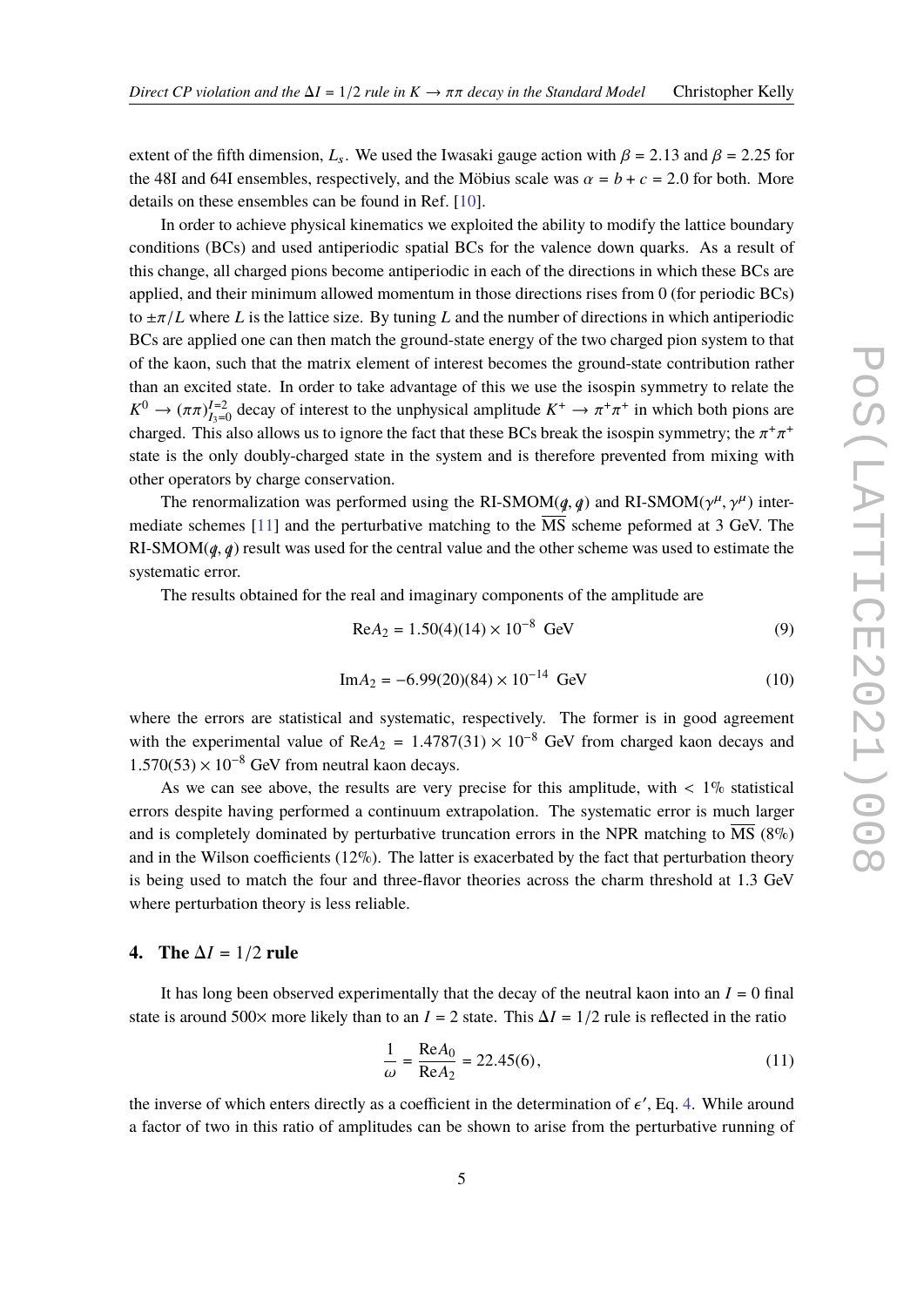extent of the fifth dimension, $L_s$. We used the Iwasaki gauge action with $\beta = 2.13$ and $\beta = 2.25$ for the 48I and 64I ensembles, respectively, and the Möbius scale was $\alpha = b + c = 2.0$ for both. More details on these ensembles can be found in Ref. [10].

In order to achieve physical kinematics we exploited the ability to modify the lattice boundary conditions (BCs) and used antiperiodic spatial BCs for the valence down quarks. As a result of this change, all charged pions become antiperiodic in each of the directions in which these BCs are applied, and their minimum allowed momentum in those directions rises from 0 (for periodic BCs) to $\pm\pi/L$ where $L$ is the lattice size. By tuning $L$ and the number of directions in which antiperiodic BCs are applied one can then match the ground-state energy of the two charged pion system to that of the kaon, such that the matrix element of interest becomes the ground-state contribution rather than an excited state. In order to take advantage of this we use the isospin symmetry to relate the $K^0 \to (\pi\pi)^{I=2}_{I_3=0}$ decay of interest to the unphysical amplitude $K^+ \to \pi^+\pi^+$ in which both pions are charged. This also allows us to ignore the fact that these BCs break the isospin symmetry; the $\pi^+\pi^+$ state is the only doubly-charged state in the system and is therefore prevented from mixing with other operators by charge conservation.

The renormalization was performed using the RI-SMOM($\not{q}, \not{q}$) and RI-SMOM($\gamma^\mu, \gamma^\mu$) intermediate schemes [11] and the perturbative matching to the $\overline{\text{MS}}$ scheme peformed at 3 GeV. The RI-SMOM($\not{q}, \not{q}$) result was used for the central value and the other scheme was used to estimate the systematic error.

The results obtained for the real and imaginary components of the amplitude are

$$\text{Re}A_2 = 1.50(4)(14) \times 10^{-8} \text{ GeV} \tag{9}$$

$$\text{Im}A_2 = -6.99(20)(84) \times 10^{-14} \text{ GeV} \tag{10}$$

where the errors are statistical and systematic, respectively. The former is in good agreement with the experimental value of $\text{Re}A_2 = 1.4787(31) \times 10^{-8}$ GeV from charged kaon decays and $1.570(53) \times 10^{-8}$ GeV from neutral kaon decays.

As we can see above, the results are very precise for this amplitude, with $< 1\%$ statistical errors despite having performed a continuum extrapolation. The systematic error is much larger and is completely dominated by perturbative truncation errors in the NPR matching to $\overline{\text{MS}}$ (8%) and in the Wilson coefficients (12%). The latter is exacerbated by the fact that perturbation theory is being used to match the four and three-flavor theories across the charm threshold at 1.3 GeV where perturbation theory is less reliable.

## 4. The $\Delta I = 1/2$ rule

It has long been observed experimentally that the decay of the neutral kaon into an $I = 0$ final state is around 500× more likely than to an $I = 2$ state. This $\Delta I = 1/2$ rule is reflected in the ratio

$$\frac{1}{\omega} = \frac{\text{Re}A_0}{\text{Re}A_2} = 22.45(6), \tag{11}$$

the inverse of which enters directly as a coefficient in the determination of $\epsilon'$, Eq. 4. While around a factor of two in this ratio of amplitudes can be shown to arise from the perturbative running of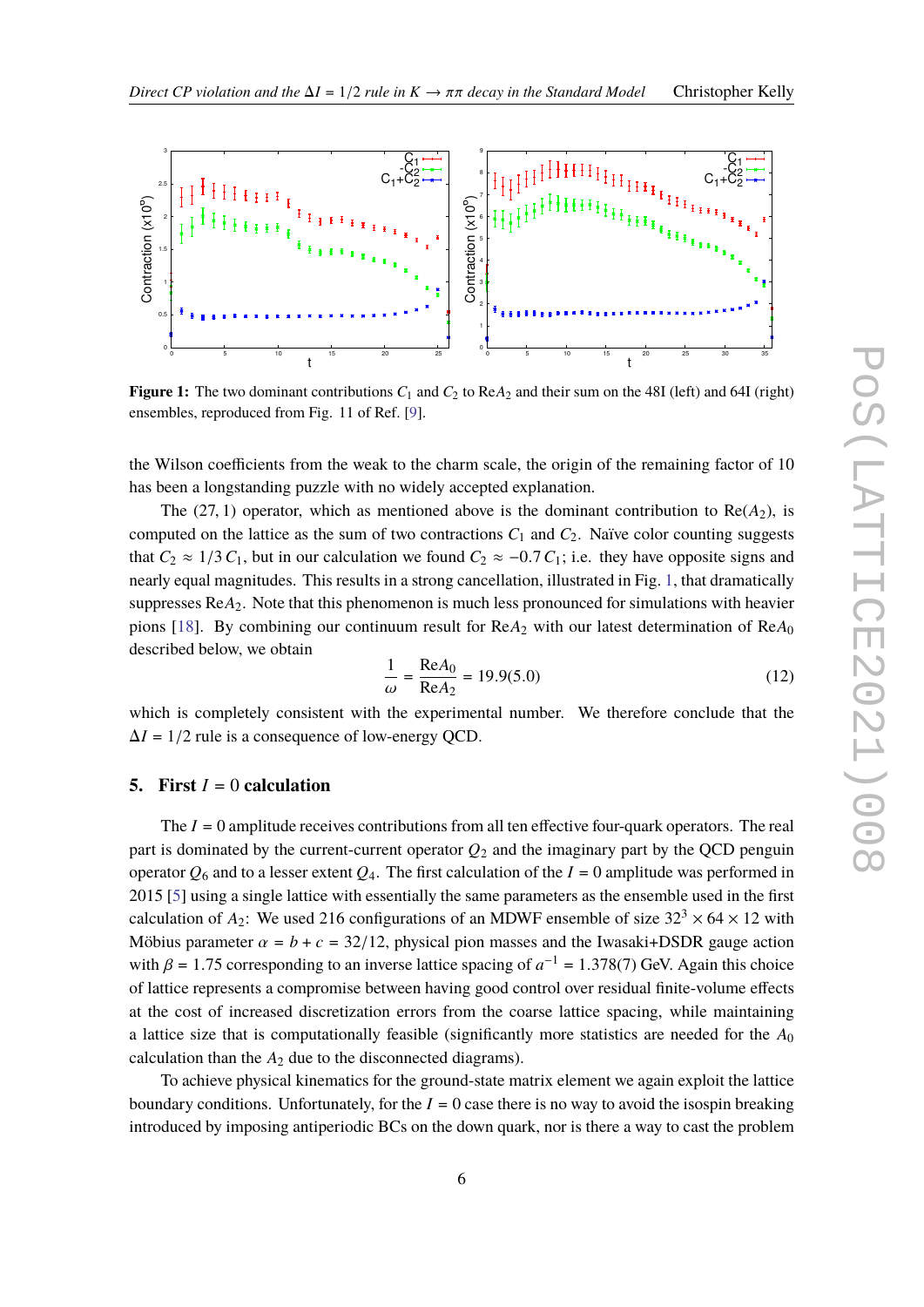**Figure 1:** The two dominant contributions $C_1$ and $C_2$ to Re$A_2$ and their sum on the 48I (left) and 64I (right) ensembles, reproduced from Fig. 11 of Ref. [9].

the Wilson coefficients from the weak to the charm scale, the origin of the remaining factor of 10 has been a longstanding puzzle with no widely accepted explanation.

The (27, 1) operator, which as mentioned above is the dominant contribution to Re($A_2$), is computed on the lattice as the sum of two contractions $C_1$ and $C_2$. Naïve color counting suggests that $C_2 \approx 1/3\, C_1$, but in our calculation we found $C_2 \approx -0.7\, C_1$; i.e. they have opposite signs and nearly equal magnitudes. This results in a strong cancellation, illustrated in Fig. 1, that dramatically suppresses Re$A_2$. Note that this phenomenon is much less pronounced for simulations with heavier pions [18]. By combining our continuum result for Re$A_2$ with our latest determination of Re$A_0$ described below, we obtain

$$\frac{1}{\omega} = \frac{\text{Re}A_0}{\text{Re}A_2} = 19.9(5.0) \tag{12}$$

which is completely consistent with the experimental number. We therefore conclude that the $\Delta I = 1/2$ rule is a consequence of low-energy QCD.

## 5. First $I = 0$ calculation

The $I = 0$ amplitude receives contributions from all ten effective four-quark operators. The real part is dominated by the current-current operator $Q_2$ and the imaginary part by the QCD penguin operator $Q_6$ and to a lesser extent $Q_4$. The first calculation of the $I = 0$ amplitude was performed in 2015 [5] using a single lattice with essentially the same parameters as the ensemble used in the first calculation of $A_2$: We used 216 configurations of an MDWF ensemble of size $32^3 \times 64 \times 12$ with Möbius parameter $\alpha = b + c = 32/12$, physical pion masses and the Iwasaki+DSDR gauge action with $\beta = 1.75$ corresponding to an inverse lattice spacing of $a^{-1} = 1.378(7)$ GeV. Again this choice of lattice represents a compromise between having good control over residual finite-volume effects at the cost of increased discretization errors from the coarse lattice spacing, while maintaining a lattice size that is computationally feasible (significantly more statistics are needed for the $A_0$ calculation than the $A_2$ due to the disconnected diagrams).

To achieve physical kinematics for the ground-state matrix element we again exploit the lattice boundary conditions. Unfortunately, for the $I = 0$ case there is no way to avoid the isospin breaking introduced by imposing antiperiodic BCs on the down quark, nor is there a way to cast the problem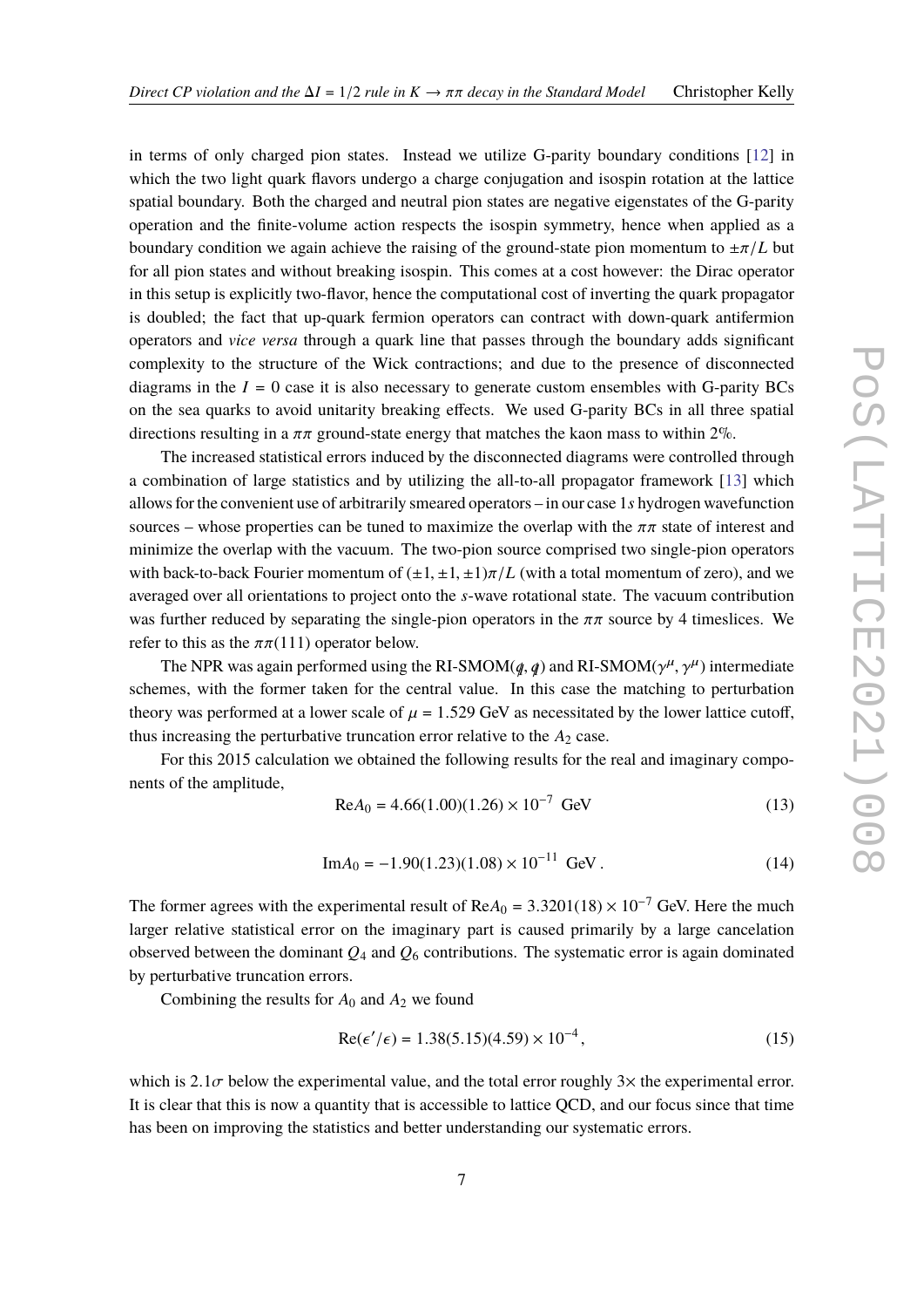in terms of only charged pion states. Instead we utilize G-parity boundary conditions [12] in which the two light quark flavors undergo a charge conjugation and isospin rotation at the lattice spatial boundary. Both the charged and neutral pion states are negative eigenstates of the G-parity operation and the finite-volume action respects the isospin symmetry, hence when applied as a boundary condition we again achieve the raising of the ground-state pion momentum to $\pm\pi/L$ but for all pion states and without breaking isospin. This comes at a cost however: the Dirac operator in this setup is explicitly two-flavor, hence the computational cost of inverting the quark propagator is doubled; the fact that up-quark fermion operators can contract with down-quark antifermion operators and *vice versa* through a quark line that passes through the boundary adds significant complexity to the structure of the Wick contractions; and due to the presence of disconnected diagrams in the $I = 0$ case it is also necessary to generate custom ensembles with G-parity BCs on the sea quarks to avoid unitarity breaking effects. We used G-parity BCs in all three spatial directions resulting in a $\pi\pi$ ground-state energy that matches the kaon mass to within 2%.

The increased statistical errors induced by the disconnected diagrams were controlled through a combination of large statistics and by utilizing the all-to-all propagator framework [13] which allows for the convenient use of arbitrarily smeared operators – in our case 1$s$ hydrogen wavefunction sources – whose properties can be tuned to maximize the overlap with the $\pi\pi$ state of interest and minimize the overlap with the vacuum. The two-pion source comprised two single-pion operators with back-to-back Fourier momentum of $(\pm 1, \pm 1, \pm 1)\pi/L$ (with a total momentum of zero), and we averaged over all orientations to project onto the $s$-wave rotational state. The vacuum contribution was further reduced by separating the single-pion operators in the $\pi\pi$ source by 4 timeslices. We refer to this as the $\pi\pi(111)$ operator below.

The NPR was again performed using the RI-SMOM($\not{q}, \not{q}$) and RI-SMOM($\gamma^\mu, \gamma^\mu$) intermediate schemes, with the former taken for the central value. In this case the matching to perturbation theory was performed at a lower scale of $\mu = 1.529$ GeV as necessitated by the lower lattice cutoff, thus increasing the perturbative truncation error relative to the $A_2$ case.

For this 2015 calculation we obtained the following results for the real and imaginary components of the amplitude,

$$\text{Re}A_0 = 4.66(1.00)(1.26) \times 10^{-7}\ \text{GeV} \tag{13}$$

$$\text{Im}A_0 = -1.90(1.23)(1.08) \times 10^{-11}\ \text{GeV}\,. \tag{14}$$

The former agrees with the experimental result of $\text{Re}A_0 = 3.3201(18) \times 10^{-7}$ GeV. Here the much larger relative statistical error on the imaginary part is caused primarily by a large cancelation observed between the dominant $Q_4$ and $Q_6$ contributions. The systematic error is again dominated by perturbative truncation errors.

Combining the results for $A_0$ and $A_2$ we found

$$\text{Re}(\epsilon'/\epsilon) = 1.38(5.15)(4.59) \times 10^{-4}\,, \tag{15}$$

which is $2.1\sigma$ below the experimental value, and the total error roughly 3× the experimental error. It is clear that this is now a quantity that is accessible to lattice QCD, and our focus since that time has been on improving the statistics and better understanding our systematic errors.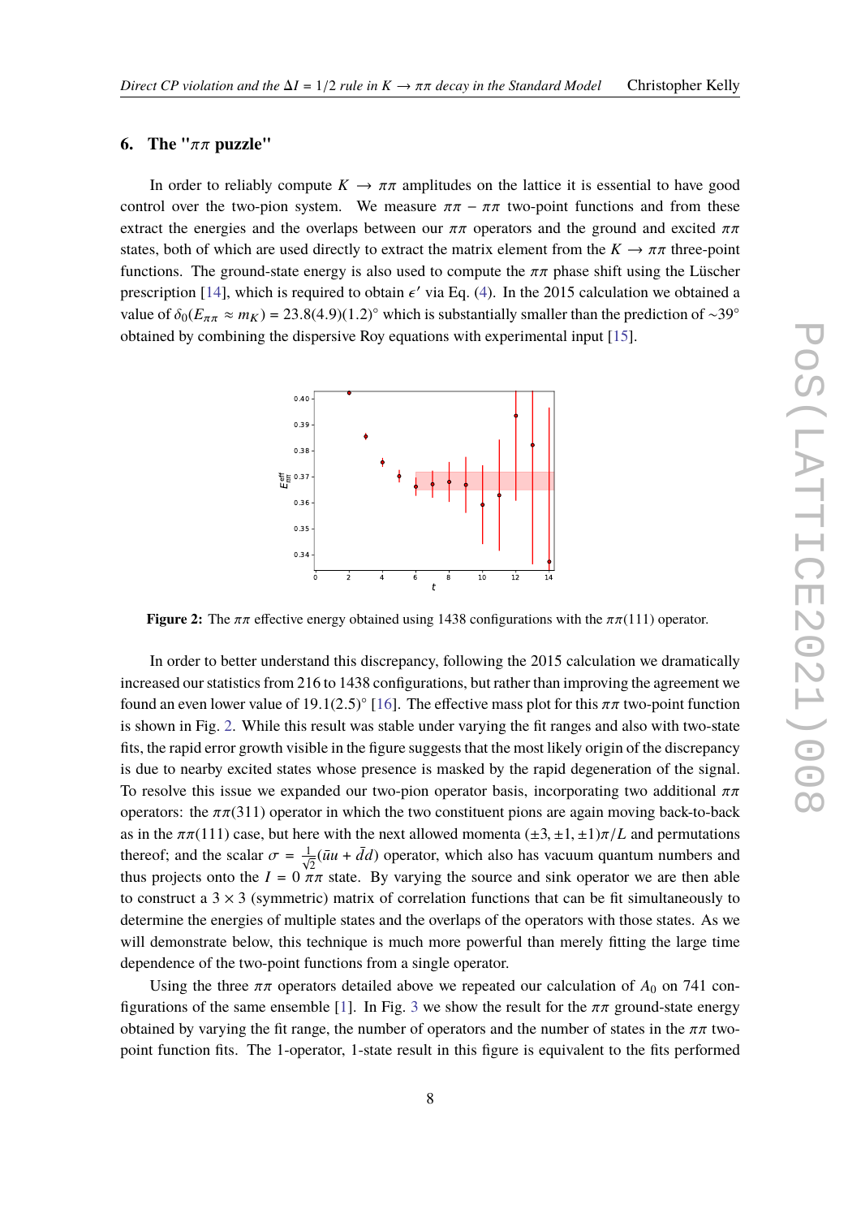## 6. The "$\pi\pi$ puzzle"

In order to reliably compute $K \to \pi\pi$ amplitudes on the lattice it is essential to have good control over the two-pion system. We measure $\pi\pi - \pi\pi$ two-point functions and from these extract the energies and the overlaps between our $\pi\pi$ operators and the ground and excited $\pi\pi$ states, both of which are used directly to extract the matrix element from the $K \to \pi\pi$ three-point functions. The ground-state energy is also used to compute the $\pi\pi$ phase shift using the Lüscher prescription [14], which is required to obtain $\epsilon'$ via Eq. (4). In the 2015 calculation we obtained a value of $\delta_0(E_{\pi\pi} \approx m_K) = 23.8(4.9)(1.2)^\circ$ which is substantially smaller than the prediction of $\sim 39^\circ$ obtained by combining the dispersive Roy equations with experimental input [15].

**Figure 2:** The $\pi\pi$ effective energy obtained using 1438 configurations with the $\pi\pi(111)$ operator.

In order to better understand this discrepancy, following the 2015 calculation we dramatically increased our statistics from 216 to 1438 configurations, but rather than improving the agreement we found an even lower value of $19.1(2.5)^\circ$ [16]. The effective mass plot for this $\pi\pi$ two-point function is shown in Fig. 2. While this result was stable under varying the fit ranges and also with two-state fits, the rapid error growth visible in the figure suggests that the most likely origin of the discrepancy is due to nearby excited states whose presence is masked by the rapid degeneration of the signal. To resolve this issue we expanded our two-pion operator basis, incorporating two additional $\pi\pi$ operators: the $\pi\pi(311)$ operator in which the two constituent pions are again moving back-to-back as in the $\pi\pi(111)$ case, but here with the next allowed momenta $(\pm 3, \pm 1, \pm 1)\pi/L$ and permutations thereof; and the scalar $\sigma = \frac{1}{\sqrt{2}}(\bar{u}u + \bar{d}d)$ operator, which also has vacuum quantum numbers and thus projects onto the $I = 0$ $\pi\pi$ state. By varying the source and sink operator we are then able to construct a $3 \times 3$ (symmetric) matrix of correlation functions that can be fit simultaneously to determine the energies of multiple states and the overlaps of the operators with those states. As we will demonstrate below, this technique is much more powerful than merely fitting the large time dependence of the two-point functions from a single operator.

Using the three $\pi\pi$ operators detailed above we repeated our calculation of $A_0$ on 741 configurations of the same ensemble [1]. In Fig. 3 we show the result for the $\pi\pi$ ground-state energy obtained by varying the fit range, the number of operators and the number of states in the $\pi\pi$ two-point function fits. The 1-operator, 1-state result in this figure is equivalent to the fits performed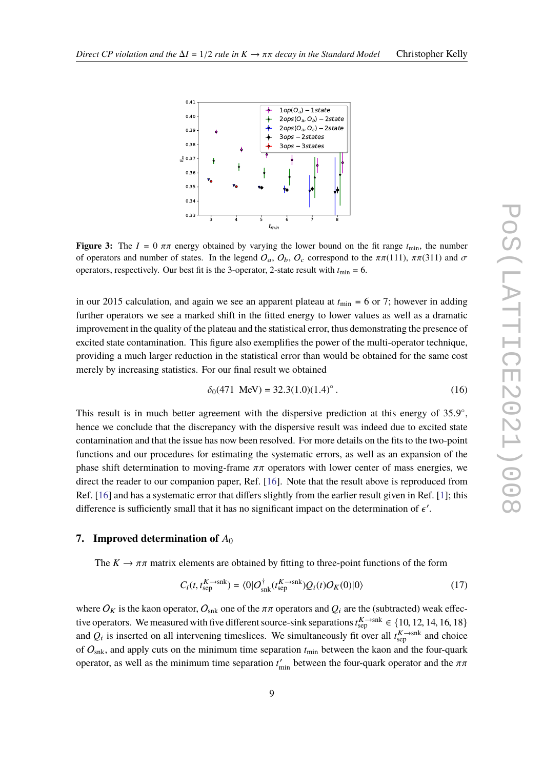**Figure 3:** The $I = 0$ $\pi\pi$ energy obtained by varying the lower bound on the fit range $t_{\rm min}$, the number of operators and number of states. In the legend $O_a$, $O_b$, $O_c$ correspond to the $\pi\pi(111)$, $\pi\pi(311)$ and $\sigma$ operators, respectively. Our best fit is the 3-operator, 2-state result with $t_{\rm min} = 6$.

in our 2015 calculation, and again we see an apparent plateau at $t_{\rm min} = 6$ or 7; however in adding further operators we see a marked shift in the fitted energy to lower values as well as a dramatic improvement in the quality of the plateau and the statistical error, thus demonstrating the presence of excited state contamination. This figure also exemplifies the power of the multi-operator technique, providing a much larger reduction in the statistical error than would be obtained for the same cost merely by increasing statistics. For our final result we obtained

$$\delta_0(471\ \text{MeV}) = 32.3(1.0)(1.4)^\circ\,. \tag{16}$$

This result is in much better agreement with the dispersive prediction at this energy of 35.9°, hence we conclude that the discrepancy with the dispersive result was indeed due to excited state contamination and that the issue has now been resolved. For more details on the fits to the two-point functions and our procedures for estimating the systematic errors, as well as an expansion of the phase shift determination to moving-frame $\pi\pi$ operators with lower center of mass energies, we direct the reader to our companion paper, Ref. [16]. Note that the result above is reproduced from Ref. [16] and has a systematic error that differs slightly from the earlier result given in Ref. [1]; this difference is sufficiently small that it has no significant impact on the determination of $\epsilon'$.

## 7. Improved determination of $A_0$

The $K \to \pi\pi$ matrix elements are obtained by fitting to three-point functions of the form

$$C_i(t, t_{\rm sep}^{K\to{\rm snk}}) = \langle 0|O_{\rm snk}^\dagger(t_{\rm sep}^{K\to{\rm snk}})Q_i(t)O_K(0)|0\rangle \tag{17}$$

where $O_K$ is the kaon operator, $O_{\rm snk}$ one of the $\pi\pi$ operators and $Q_i$ are the (subtracted) weak effective operators. We measured with five different source-sink separations $t_{\rm sep}^{K\to{\rm snk}} \in \{10, 12, 14, 16, 18\}$ and $Q_i$ is inserted on all intervening timeslices. We simultaneously fit over all $t_{\rm sep}^{K\to{\rm snk}}$ and choice of $O_{\rm snk}$, and apply cuts on the minimum time separation $t_{\rm min}$ between the kaon and the four-quark operator, as well as the minimum time separation $t'_{\rm min}$ between the four-quark operator and the $\pi\pi$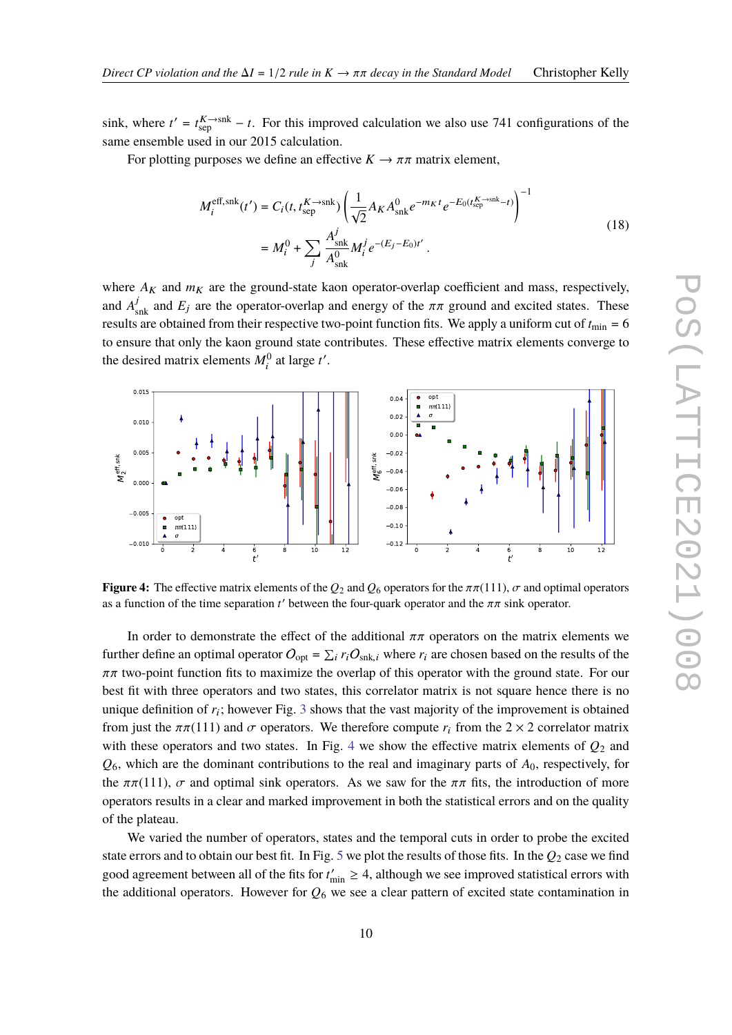sink, where $t' = t_{\rm sep}^{K\to{\rm snk}} - t$. For this improved calculation we also use 741 configurations of the same ensemble used in our 2015 calculation.

For plotting purposes we define an effective $K \to \pi\pi$ matrix element,

$$
\begin{aligned}
M_i^{\rm eff,snk}(t') &= C_i(t, t_{\rm sep}^{K\to{\rm snk}}) \left( \frac{1}{\sqrt{2}} A_K A^0_{\rm snk} e^{-m_K t} e^{-E_0(t_{\rm sep}^{K\to{\rm snk}} - t)} \right)^{-1} \\
&= M_i^0 + \sum_j \frac{A^j_{\rm snk}}{A^0_{\rm snk}} M_i^j e^{-(E_j - E_0)t'} .
\end{aligned} \tag{18}
$$

where $A_K$ and $m_K$ are the ground-state kaon operator-overlap coefficient and mass, respectively, and $A^j_{\rm snk}$ and $E_j$ are the operator-overlap and energy of the $\pi\pi$ ground and excited states. These results are obtained from their respective two-point function fits. We apply a uniform cut of $t_{\rm min} = 6$ to ensure that only the kaon ground state contributes. These effective matrix elements converge to the desired matrix elements $M_i^0$ at large $t'$.

**Figure 4:** The effective matrix elements of the $Q_2$ and $Q_6$ operators for the $\pi\pi(111)$, $\sigma$ and optimal operators as a function of the time separation $t'$ between the four-quark operator and the $\pi\pi$ sink operator.

In order to demonstrate the effect of the additional $\pi\pi$ operators on the matrix elements we further define an optimal operator $O_{\rm opt} = \sum_i r_i O_{{\rm snk},i}$ where $r_i$ are chosen based on the results of the $\pi\pi$ two-point function fits to maximize the overlap of this operator with the ground state. For our best fit with three operators and two states, this correlator matrix is not square hence there is no unique definition of $r_i$; however Fig. 3 shows that the vast majority of the improvement is obtained from just the $\pi\pi(111)$ and $\sigma$ operators. We therefore compute $r_i$ from the $2 \times 2$ correlator matrix with these operators and two states. In Fig. 4 we show the effective matrix elements of $Q_2$ and $Q_6$, which are the dominant contributions to the real and imaginary parts of $A_0$, respectively, for the $\pi\pi(111)$, $\sigma$ and optimal sink operators. As we saw for the $\pi\pi$ fits, the introduction of more operators results in a clear and marked improvement in both the statistical errors and on the quality of the plateau.

We varied the number of operators, states and the temporal cuts in order to probe the excited state errors and to obtain our best fit. In Fig. 5 we plot the results of those fits. In the $Q_2$ case we find good agreement between all of the fits for $t'_{\rm min} \geq 4$, although we see improved statistical errors with the additional operators. However for $Q_6$ we see a clear pattern of excited state contamination in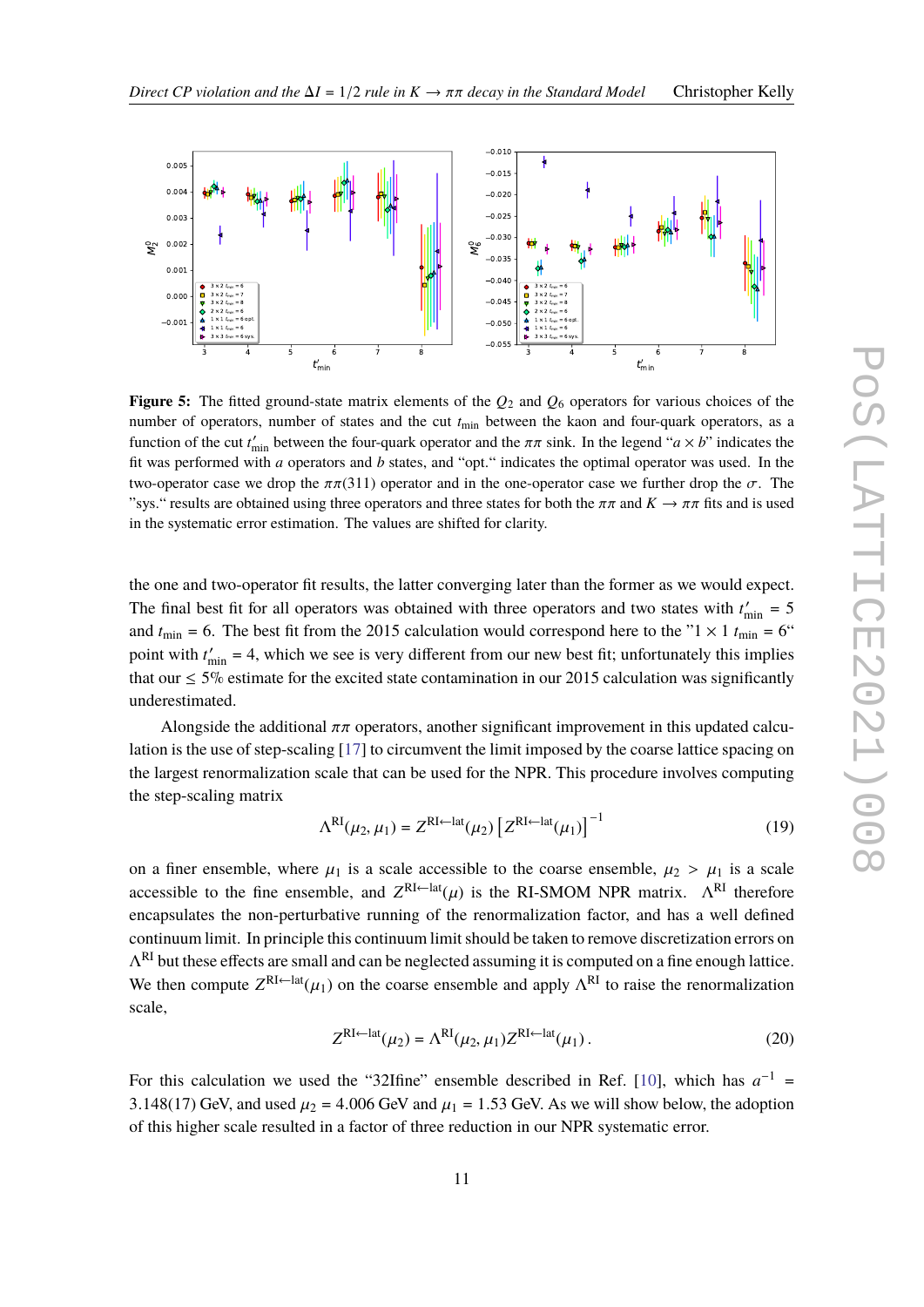**Figure 5:** The fitted ground-state matrix elements of the $Q_2$ and $Q_6$ operators for various choices of the number of operators, number of states and the cut $t_{\rm min}$ between the kaon and four-quark operators, as a function of the cut $t'_{\rm min}$ between the four-quark operator and the $\pi\pi$ sink. In the legend "$a \times b$" indicates the fit was performed with $a$ operators and $b$ states, and "opt." indicates the optimal operator was used. In the two-operator case we drop the $\pi\pi(311)$ operator and in the one-operator case we further drop the $\sigma$. The "sys." results are obtained using three operators and three states for both the $\pi\pi$ and $K \to \pi\pi$ fits and is used in the systematic error estimation. The values are shifted for clarity.

the one and two-operator fit results, the latter converging later than the former as we would expect. The final best fit for all operators was obtained with three operators and two states with $t'_{\rm min} = 5$ and $t_{\rm min} = 6$. The best fit from the 2015 calculation would correspond here to the "$1 \times 1$ $t_{\rm min} = 6$" point with $t'_{\rm min} = 4$, which we see is very different from our new best fit; unfortunately this implies that our $\leq 5\%$ estimate for the excited state contamination in our 2015 calculation was significantly underestimated.

Alongside the additional $\pi\pi$ operators, another significant improvement in this updated calculation is the use of step-scaling [17] to circumvent the limit imposed by the coarse lattice spacing on the largest renormalization scale that can be used for the NPR. This procedure involves computing the step-scaling matrix

$$\Lambda^{\rm RI}(\mu_2, \mu_1) = Z^{\rm RI\leftarrow lat}(\mu_2) \left[ Z^{\rm RI\leftarrow lat}(\mu_1) \right]^{-1} \tag{19}$$

on a finer ensemble, where $\mu_1$ is a scale accessible to the coarse ensemble, $\mu_2 > \mu_1$ is a scale accessible to the fine ensemble, and $Z^{\rm RI\leftarrow lat}(\mu)$ is the RI-SMOM NPR matrix. $\Lambda^{\rm RI}$ therefore encapsulates the non-perturbative running of the renormalization factor, and has a well defined continuum limit. In principle this continuum limit should be taken to remove discretization errors on $\Lambda^{\rm RI}$ but these effects are small and can be neglected assuming it is computed on a fine enough lattice. We then compute $Z^{\rm RI\leftarrow lat}(\mu_1)$ on the coarse ensemble and apply $\Lambda^{\rm RI}$ to raise the renormalization scale,

$$Z^{\rm RI\leftarrow lat}(\mu_2) = \Lambda^{\rm RI}(\mu_2, \mu_1) Z^{\rm RI\leftarrow lat}(\mu_1)\,. \tag{20}$$

For this calculation we used the "32Ifine" ensemble described in Ref. [10], which has $a^{-1} = 3.148(17)$ GeV, and used $\mu_2 = 4.006$ GeV and $\mu_1 = 1.53$ GeV. As we will show below, the adoption of this higher scale resulted in a factor of three reduction in our NPR systematic error.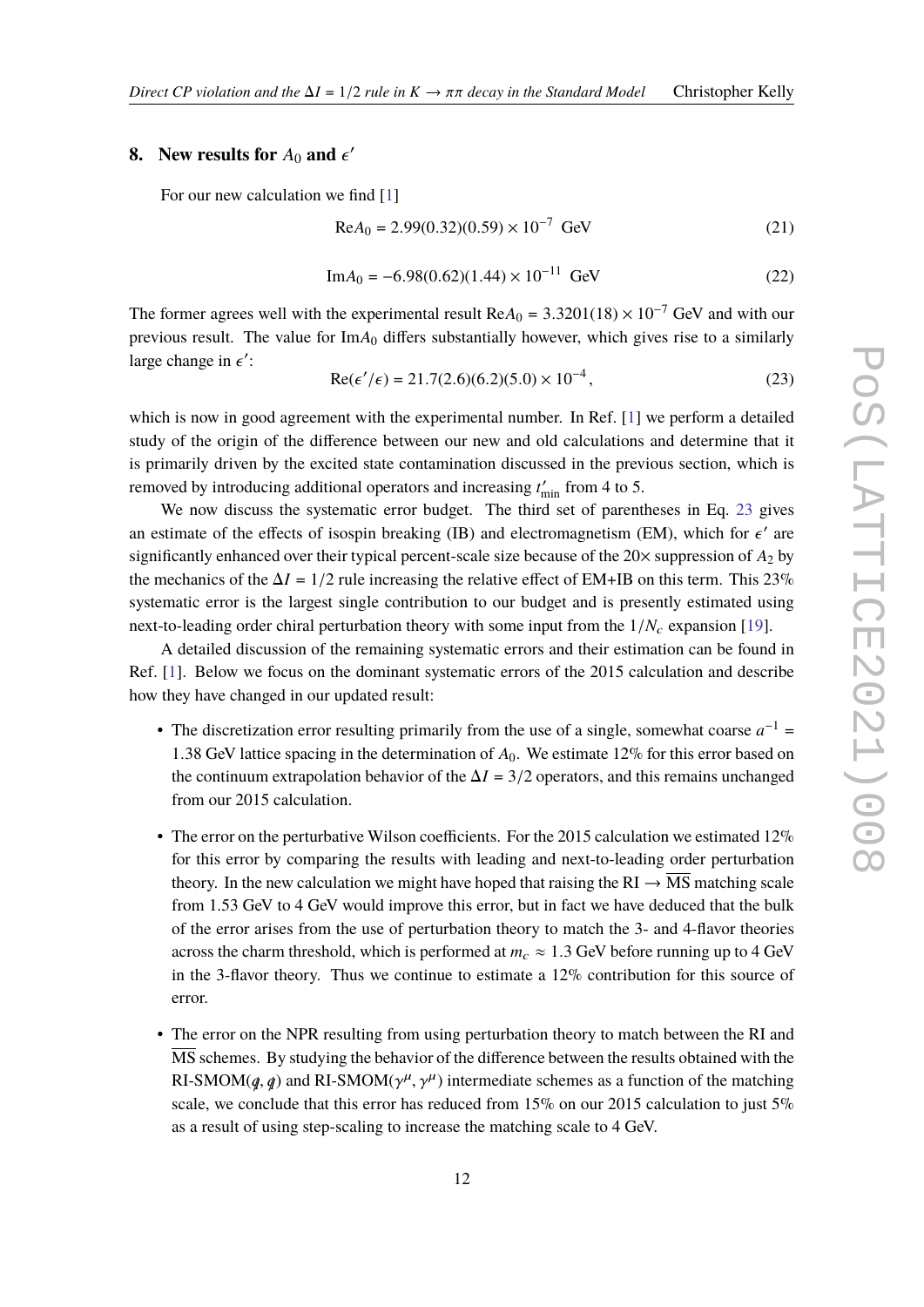## 8. New results for $A_0$ and $\epsilon'$

For our new calculation we find [1]

$$\mathrm{Re}A_0 = 2.99(0.32)(0.59) \times 10^{-7}\ \ \mathrm{GeV} \tag{21}$$

$$\mathrm{Im}A_0 = -6.98(0.62)(1.44) \times 10^{-11}\ \ \mathrm{GeV} \tag{22}$$

The former agrees well with the experimental result $\mathrm{Re}A_0 = 3.3201(18) \times 10^{-7}$ GeV and with our previous result. The value for $\mathrm{Im}A_0$ differs substantially however, which gives rise to a similarly large change in $\epsilon'$:

$$\mathrm{Re}(\epsilon'/\epsilon) = 21.7(2.6)(6.2)(5.0) \times 10^{-4}, \tag{23}$$

which is now in good agreement with the experimental number. In Ref. [1] we perform a detailed study of the origin of the difference between our new and old calculations and determine that it is primarily driven by the excited state contamination discussed in the previous section, which is removed by introducing additional operators and increasing $t'_{\mathrm{min}}$ from 4 to 5.

We now discuss the systematic error budget. The third set of parentheses in Eq. 23 gives an estimate of the effects of isospin breaking (IB) and electromagnetism (EM), which for $\epsilon'$ are significantly enhanced over their typical percent-scale size because of the $20\times$ suppression of $A_2$ by the mechanics of the $\Delta I = 1/2$ rule increasing the relative effect of EM+IB on this term. This 23% systematic error is the largest single contribution to our budget and is presently estimated using next-to-leading order chiral perturbation theory with some input from the $1/N_c$ expansion [19].

A detailed discussion of the remaining systematic errors and their estimation can be found in Ref. [1]. Below we focus on the dominant systematic errors of the 2015 calculation and describe how they have changed in our updated result:

- The discretization error resulting primarily from the use of a single, somewhat coarse $a^{-1} = 1.38$ GeV lattice spacing in the determination of $A_0$. We estimate 12% for this error based on the continuum extrapolation behavior of the $\Delta I = 3/2$ operators, and this remains unchanged from our 2015 calculation.

- The error on the perturbative Wilson coefficients. For the 2015 calculation we estimated 12% for this error by comparing the results with leading and next-to-leading order perturbation theory. In the new calculation we might have hoped that raising the RI $\rightarrow$ $\overline{\mathrm{MS}}$ matching scale from 1.53 GeV to 4 GeV would improve this error, but in fact we have deduced that the bulk of the error arises from the use of perturbation theory to match the 3- and 4-flavor theories across the charm threshold, which is performed at $m_c \approx 1.3$ GeV before running up to 4 GeV in the 3-flavor theory. Thus we continue to estimate a 12% contribution for this source of error.

- The error on the NPR resulting from using perturbation theory to match between the RI and $\overline{\mathrm{MS}}$ schemes. By studying the behavior of the difference between the results obtained with the RI-SMOM($\not{q}, \not{q}$) and RI-SMOM($\gamma^\mu, \gamma^\mu$) intermediate schemes as a function of the matching scale, we conclude that this error has reduced from 15% on our 2015 calculation to just 5% as a result of using step-scaling to increase the matching scale to 4 GeV.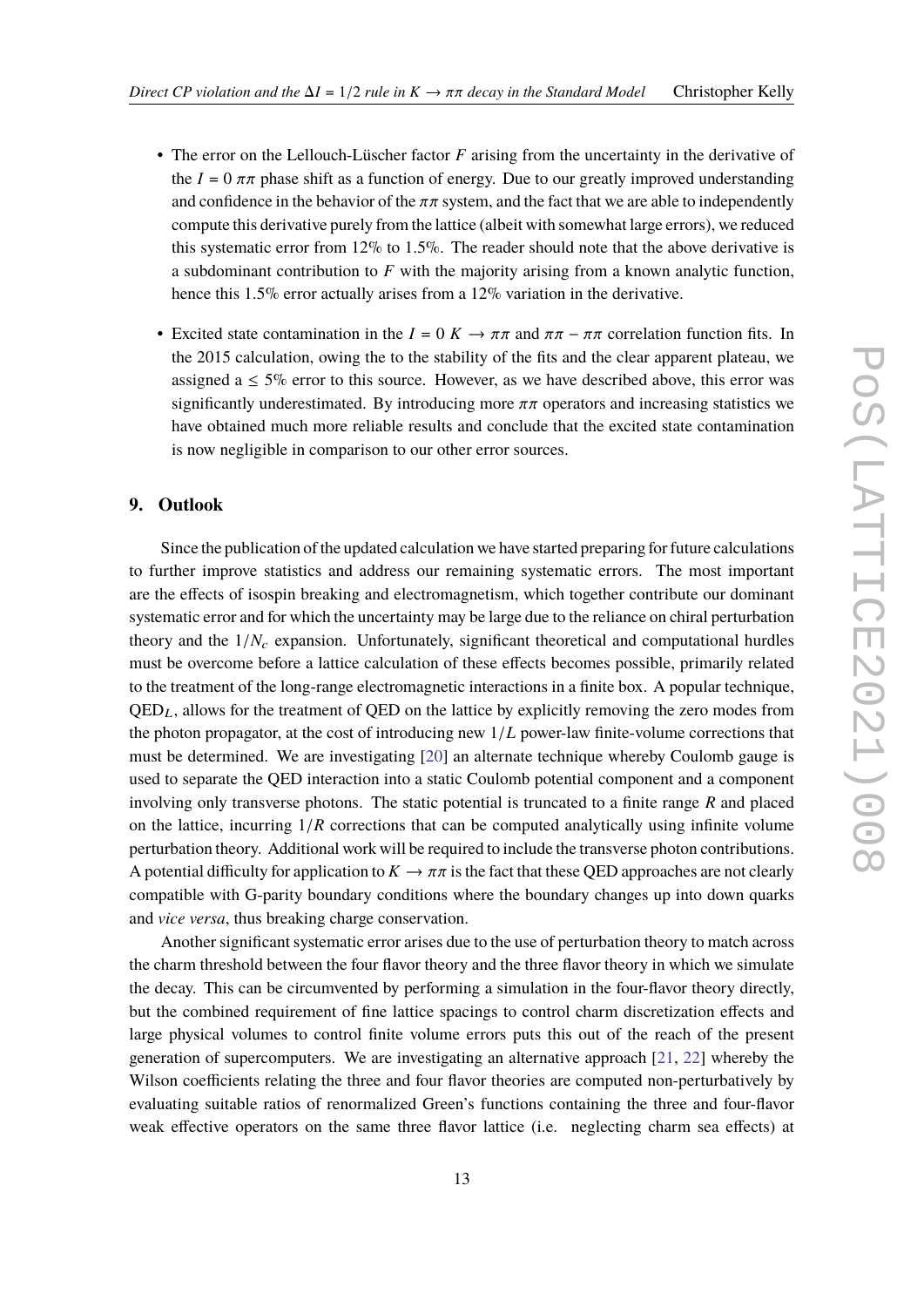- The error on the Lellouch-Lüscher factor $F$ arising from the uncertainty in the derivative of the $I = 0$ $\pi\pi$ phase shift as a function of energy. Due to our greatly improved understanding and confidence in the behavior of the $\pi\pi$ system, and the fact that we are able to independently compute this derivative purely from the lattice (albeit with somewhat large errors), we reduced this systematic error from 12% to 1.5%. The reader should note that the above derivative is a subdominant contribution to $F$ with the majority arising from a known analytic function, hence this 1.5% error actually arises from a 12% variation in the derivative.

- Excited state contamination in the $I = 0$ $K \to \pi\pi$ and $\pi\pi - \pi\pi$ correlation function fits. In the 2015 calculation, owing the to the stability of the fits and the clear apparent plateau, we assigned a $\leq 5\%$ error to this source. However, as we have described above, this error was significantly underestimated. By introducing more $\pi\pi$ operators and increasing statistics we have obtained much more reliable results and conclude that the excited state contamination is now negligible in comparison to our other error sources.

## 9. Outlook

Since the publication of the updated calculation we have started preparing for future calculations to further improve statistics and address our remaining systematic errors. The most important are the effects of isospin breaking and electromagnetism, which together contribute our dominant systematic error and for which the uncertainty may be large due to the reliance on chiral perturbation theory and the $1/N_c$ expansion. Unfortunately, significant theoretical and computational hurdles must be overcome before a lattice calculation of these effects becomes possible, primarily related to the treatment of the long-range electromagnetic interactions in a finite box. A popular technique, QED$_L$, allows for the treatment of QED on the lattice by explicitly removing the zero modes from the photon propagator, at the cost of introducing new $1/L$ power-law finite-volume corrections that must be determined. We are investigating [20] an alternate technique whereby Coulomb gauge is used to separate the QED interaction into a static Coulomb potential component and a component involving only transverse photons. The static potential is truncated to a finite range $R$ and placed on the lattice, incurring $1/R$ corrections that can be computed analytically using infinite volume perturbation theory. Additional work will be required to include the transverse photon contributions. A potential difficulty for application to $K \to \pi\pi$ is the fact that these QED approaches are not clearly compatible with G-parity boundary conditions where the boundary changes up into down quarks and *vice versa*, thus breaking charge conservation.

Another significant systematic error arises due to the use of perturbation theory to match across the charm threshold between the four flavor theory and the three flavor theory in which we simulate the decay. This can be circumvented by performing a simulation in the four-flavor theory directly, but the combined requirement of fine lattice spacings to control charm discretization effects and large physical volumes to control finite volume errors puts this out of the reach of the present generation of supercomputers. We are investigating an alternative approach [21, 22] whereby the Wilson coefficients relating the three and four flavor theories are computed non-perturbatively by evaluating suitable ratios of renormalized Green's functions containing the three and four-flavor weak effective operators on the same three flavor lattice (i.e. neglecting charm sea effects) at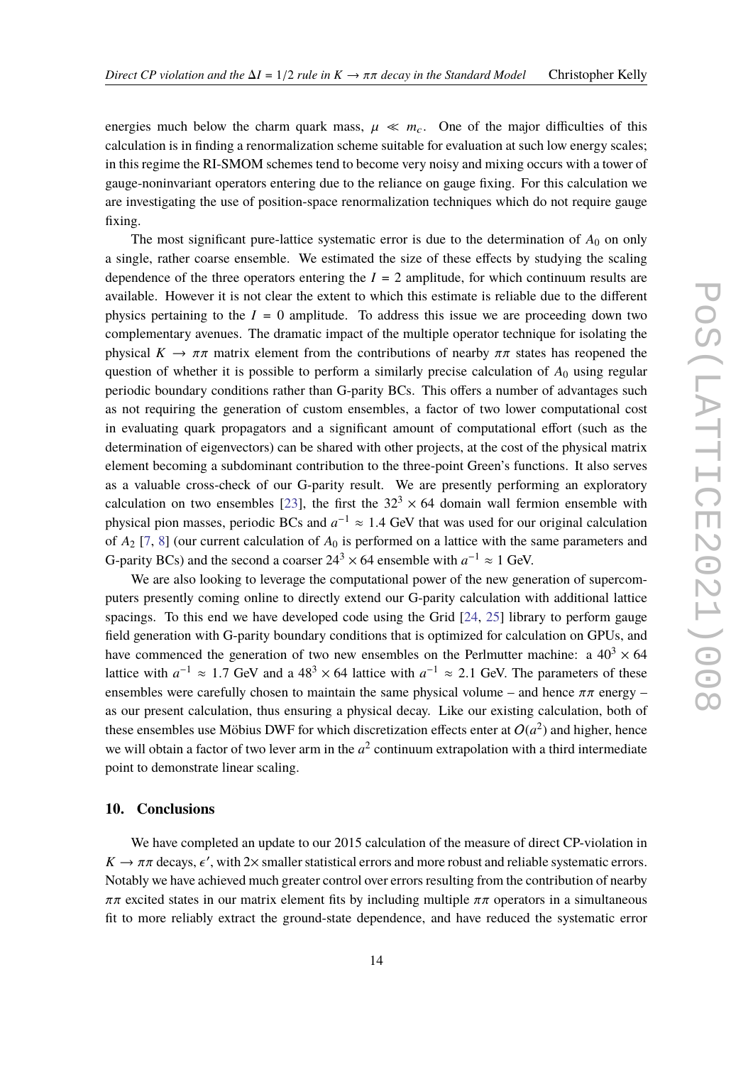energies much below the charm quark mass, $\mu \ll m_c$. One of the major difficulties of this calculation is in finding a renormalization scheme suitable for evaluation at such low energy scales; in this regime the RI-SMOM schemes tend to become very noisy and mixing occurs with a tower of gauge-noninvariant operators entering due to the reliance on gauge fixing. For this calculation we are investigating the use of position-space renormalization techniques which do not require gauge fixing.

The most significant pure-lattice systematic error is due to the determination of $A_0$ on only a single, rather coarse ensemble. We estimated the size of these effects by studying the scaling dependence of the three operators entering the $I = 2$ amplitude, for which continuum results are available. However it is not clear the extent to which this estimate is reliable due to the different physics pertaining to the $I = 0$ amplitude. To address this issue we are proceeding down two complementary avenues. The dramatic impact of the multiple operator technique for isolating the physical $K \to \pi\pi$ matrix element from the contributions of nearby $\pi\pi$ states has reopened the question of whether it is possible to perform a similarly precise calculation of $A_0$ using regular periodic boundary conditions rather than G-parity BCs. This offers a number of advantages such as not requiring the generation of custom ensembles, a factor of two lower computational cost in evaluating quark propagators and a significant amount of computational effort (such as the determination of eigenvectors) can be shared with other projects, at the cost of the physical matrix element becoming a subdominant contribution to the three-point Green's functions. It also serves as a valuable cross-check of our G-parity result. We are presently performing an exploratory calculation on two ensembles [23], the first the $32^3 \times 64$ domain wall fermion ensemble with physical pion masses, periodic BCs and $a^{-1} \approx 1.4$ GeV that was used for our original calculation of $A_2$ [7, 8] (our current calculation of $A_0$ is performed on a lattice with the same parameters and G-parity BCs) and the second a coarser $24^3 \times 64$ ensemble with $a^{-1} \approx 1$ GeV.

We are also looking to leverage the computational power of the new generation of supercomputers presently coming online to directly extend our G-parity calculation with additional lattice spacings. To this end we have developed code using the Grid [24, 25] library to perform gauge field generation with G-parity boundary conditions that is optimized for calculation on GPUs, and have commenced the generation of two new ensembles on the Perlmutter machine: a $40^3 \times 64$ lattice with $a^{-1} \approx 1.7$ GeV and a $48^3 \times 64$ lattice with $a^{-1} \approx 2.1$ GeV. The parameters of these ensembles were carefully chosen to maintain the same physical volume – and hence $\pi\pi$ energy – as our present calculation, thus ensuring a physical decay. Like our existing calculation, both of these ensembles use Möbius DWF for which discretization effects enter at $O(a^2)$ and higher, hence we will obtain a factor of two lever arm in the $a^2$ continuum extrapolation with a third intermediate point to demonstrate linear scaling.

## 10. Conclusions

We have completed an update to our 2015 calculation of the measure of direct CP-violation in $K \to \pi\pi$ decays, $\epsilon'$, with $2\times$ smaller statistical errors and more robust and reliable systematic errors. Notably we have achieved much greater control over errors resulting from the contribution of nearby $\pi\pi$ excited states in our matrix element fits by including multiple $\pi\pi$ operators in a simultaneous fit to more reliably extract the ground-state dependence, and have reduced the systematic error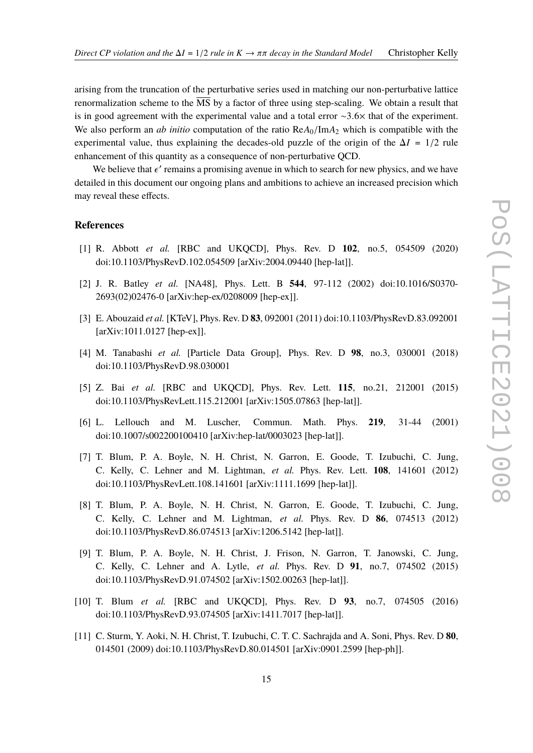arising from the truncation of the perturbative series used in matching our non-perturbative lattice renormalization scheme to the $\overline{\text{MS}}$ by a factor of three using step-scaling. We obtain a result that is in good agreement with the experimental value and a total error $\sim 3.6\times$ that of the experiment. We also perform an *ab initio* computation of the ratio $\text{Re}A_0/\text{Im}A_2$ which is compatible with the experimental value, thus explaining the decades-old puzzle of the origin of the $\Delta I = 1/2$ rule enhancement of this quantity as a consequence of non-perturbative QCD.

We believe that $\epsilon'$ remains a promising avenue in which to search for new physics, and we have detailed in this document our ongoing plans and ambitions to achieve an increased precision which may reveal these effects.

## References

[1] R. Abbott *et al.* [RBC and UKQCD], Phys. Rev. D **102**, no.5, 054509 (2020) doi:10.1103/PhysRevD.102.054509 [arXiv:2004.09440 [hep-lat]].

[2] J. R. Batley *et al.* [NA48], Phys. Lett. B **544**, 97-112 (2002) doi:10.1016/S0370-2693(02)02476-0 [arXiv:hep-ex/0208009 [hep-ex]].

[3] E. Abouzaid *et al.* [KTeV], Phys. Rev. D **83**, 092001 (2011) doi:10.1103/PhysRevD.83.092001 [arXiv:1011.0127 [hep-ex]].

[4] M. Tanabashi *et al.* [Particle Data Group], Phys. Rev. D **98**, no.3, 030001 (2018) doi:10.1103/PhysRevD.98.030001

[5] Z. Bai *et al.* [RBC and UKQCD], Phys. Rev. Lett. **115**, no.21, 212001 (2015) doi:10.1103/PhysRevLett.115.212001 [arXiv:1505.07863 [hep-lat]].

[6] L. Lellouch and M. Luscher, Commun. Math. Phys. **219**, 31-44 (2001) doi:10.1007/s002200100410 [arXiv:hep-lat/0003023 [hep-lat]].

[7] T. Blum, P. A. Boyle, N. H. Christ, N. Garron, E. Goode, T. Izubuchi, C. Jung, C. Kelly, C. Lehner and M. Lightman, *et al.* Phys. Rev. Lett. **108**, 141601 (2012) doi:10.1103/PhysRevLett.108.141601 [arXiv:1111.1699 [hep-lat]].

[8] T. Blum, P. A. Boyle, N. H. Christ, N. Garron, E. Goode, T. Izubuchi, C. Jung, C. Kelly, C. Lehner and M. Lightman, *et al.* Phys. Rev. D **86**, 074513 (2012) doi:10.1103/PhysRevD.86.074513 [arXiv:1206.5142 [hep-lat]].

[9] T. Blum, P. A. Boyle, N. H. Christ, J. Frison, N. Garron, T. Janowski, C. Jung, C. Kelly, C. Lehner and A. Lytle, *et al.* Phys. Rev. D **91**, no.7, 074502 (2015) doi:10.1103/PhysRevD.91.074502 [arXiv:1502.00263 [hep-lat]].

[10] T. Blum *et al.* [RBC and UKQCD], Phys. Rev. D **93**, no.7, 074505 (2016) doi:10.1103/PhysRevD.93.074505 [arXiv:1411.7017 [hep-lat]].

[11] C. Sturm, Y. Aoki, N. H. Christ, T. Izubuchi, C. T. C. Sachrajda and A. Soni, Phys. Rev. D **80**, 014501 (2009) doi:10.1103/PhysRevD.80.014501 [arXiv:0901.2599 [hep-ph]].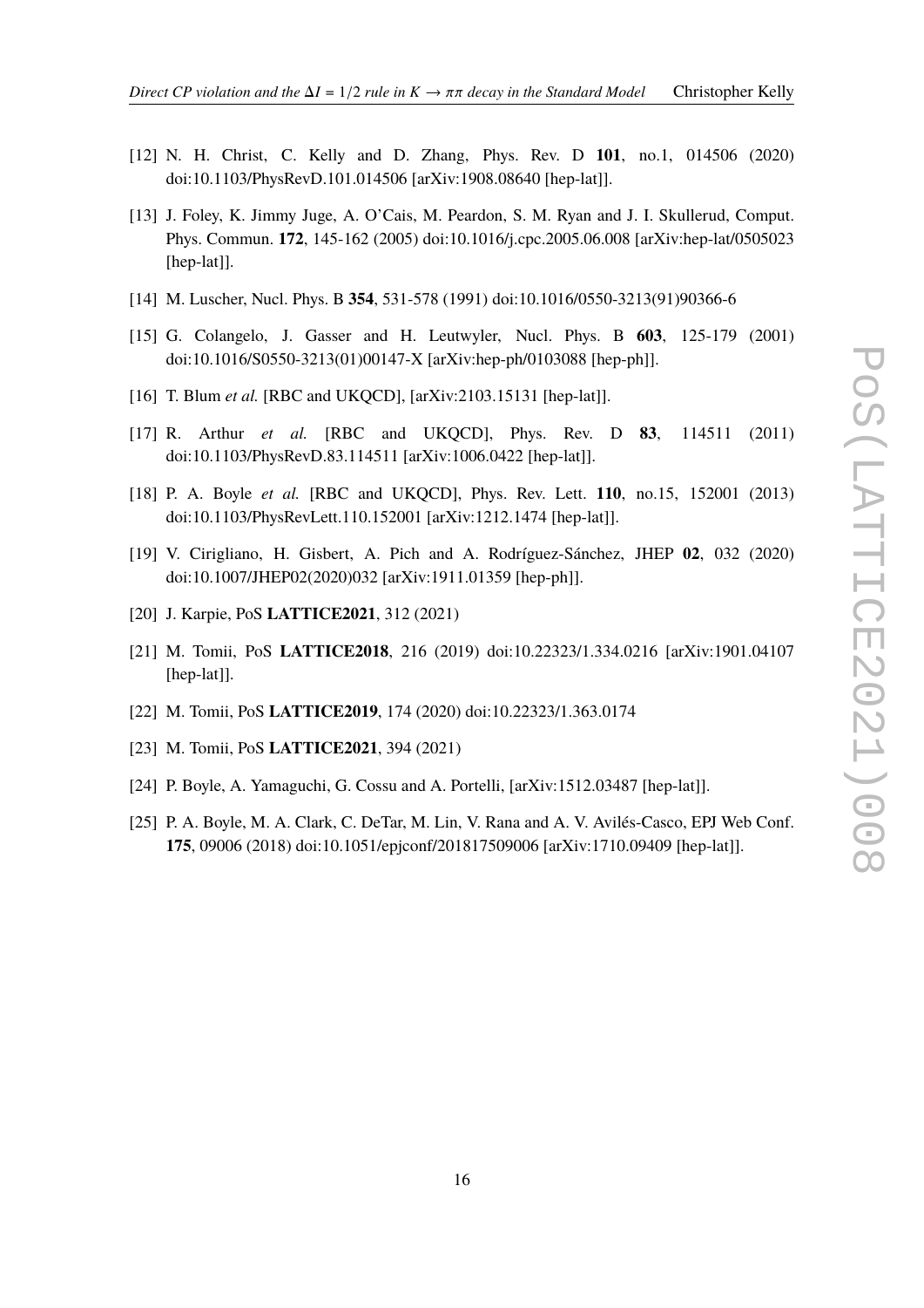[12] N. H. Christ, C. Kelly and D. Zhang, Phys. Rev. D **101**, no.1, 014506 (2020) doi:10.1103/PhysRevD.101.014506 [arXiv:1908.08640 [hep-lat]].

[13] J. Foley, K. Jimmy Juge, A. O'Cais, M. Peardon, S. M. Ryan and J. I. Skullerud, Comput. Phys. Commun. **172**, 145-162 (2005) doi:10.1016/j.cpc.2005.06.008 [arXiv:hep-lat/0505023 [hep-lat]].

[14] M. Luscher, Nucl. Phys. B **354**, 531-578 (1991) doi:10.1016/0550-3213(91)90366-6

[15] G. Colangelo, J. Gasser and H. Leutwyler, Nucl. Phys. B **603**, 125-179 (2001) doi:10.1016/S0550-3213(01)00147-X [arXiv:hep-ph/0103088 [hep-ph]].

[16] T. Blum *et al.* [RBC and UKQCD], [arXiv:2103.15131 [hep-lat]].

[17] R. Arthur *et al.* [RBC and UKQCD], Phys. Rev. D **83**, 114511 (2011) doi:10.1103/PhysRevD.83.114511 [arXiv:1006.0422 [hep-lat]].

[18] P. A. Boyle *et al.* [RBC and UKQCD], Phys. Rev. Lett. **110**, no.15, 152001 (2013) doi:10.1103/PhysRevLett.110.152001 [arXiv:1212.1474 [hep-lat]].

[19] V. Cirigliano, H. Gisbert, A. Pich and A. Rodríguez-Sánchez, JHEP **02**, 032 (2020) doi:10.1007/JHEP02(2020)032 [arXiv:1911.01359 [hep-ph]].

[20] J. Karpie, PoS **LATTICE2021**, 312 (2021)

[21] M. Tomii, PoS **LATTICE2018**, 216 (2019) doi:10.22323/1.334.0216 [arXiv:1901.04107 [hep-lat]].

[22] M. Tomii, PoS **LATTICE2019**, 174 (2020) doi:10.22323/1.363.0174

[23] M. Tomii, PoS **LATTICE2021**, 394 (2021)

[24] P. Boyle, A. Yamaguchi, G. Cossu and A. Portelli, [arXiv:1512.03487 [hep-lat]].

[25] P. A. Boyle, M. A. Clark, C. DeTar, M. Lin, V. Rana and A. V. Avilés-Casco, EPJ Web Conf. **175**, 09006 (2018) doi:10.1051/epjconf/201817509006 [arXiv:1710.09409 [hep-lat]].